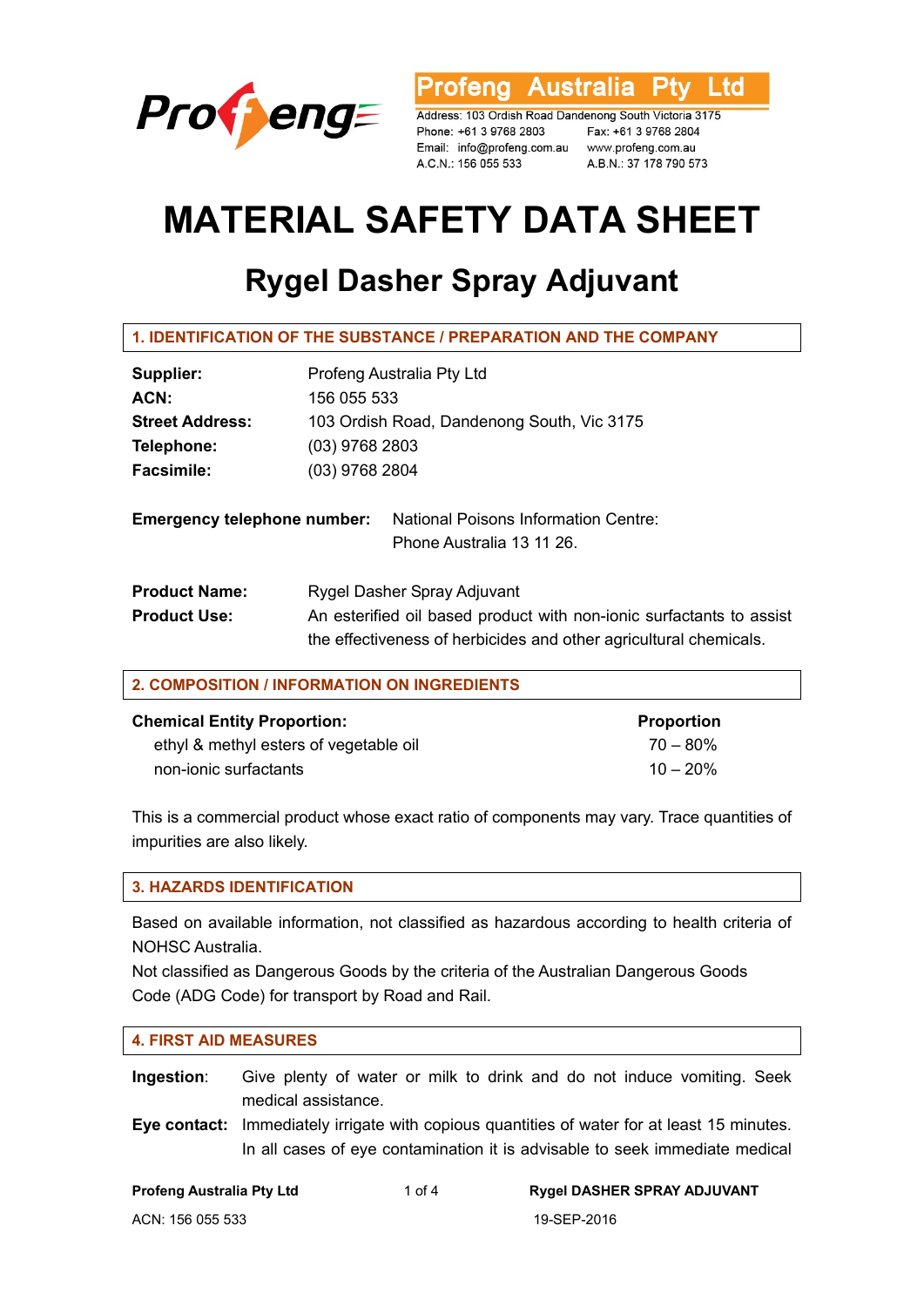Profeng

**Profeng Australia Pty Ltd**

Address: 103 Ordish Road Dandenong South Victoria 3175
Phone: +61 3 9768 2803 Fax: +61 3 9768 2804
Email: info@profeng.com.au www.profeng.com.au
A.C.N.: 156 055 533 A.B.N.: 37 178 790 573

# MATERIAL SAFETY DATA SHEET

## Rygel Dasher Spray Adjuvant

### 1. IDENTIFICATION OF THE SUBSTANCE / PREPARATION AND THE COMPANY

**Supplier:** Profeng Australia Pty Ltd
**ACN:** 156 055 533
**Street Address:** 103 Ordish Road, Dandenong South, Vic 3175
**Telephone:** (03) 9768 2803
**Facsimile:** (03) 9768 2804

**Emergency telephone number:** National Poisons Information Centre: Phone Australia 13 11 26.

**Product Name:** Rygel Dasher Spray Adjuvant
**Product Use:** An esterified oil based product with non-ionic surfactants to assist the effectiveness of herbicides and other agricultural chemicals.

### 2. COMPOSITION / INFORMATION ON INGREDIENTS

| Chemical Entity Proportion: | Proportion |
|---|---|
| ethyl & methyl esters of vegetable oil | 70 – 80% |
| non-ionic surfactants | 10 – 20% |

This is a commercial product whose exact ratio of components may vary. Trace quantities of impurities are also likely.

### 3. HAZARDS IDENTIFICATION

Based on available information, not classified as hazardous according to health criteria of NOHSC Australia.
Not classified as Dangerous Goods by the criteria of the Australian Dangerous Goods Code (ADG Code) for transport by Road and Rail.

### 4. FIRST AID MEASURES

**Ingestion**: Give plenty of water or milk to drink and do not induce vomiting. Seek medical assistance.

**Eye contact:** Immediately irrigate with copious quantities of water for at least 15 minutes. In all cases of eye contamination it is advisable to seek immediate medical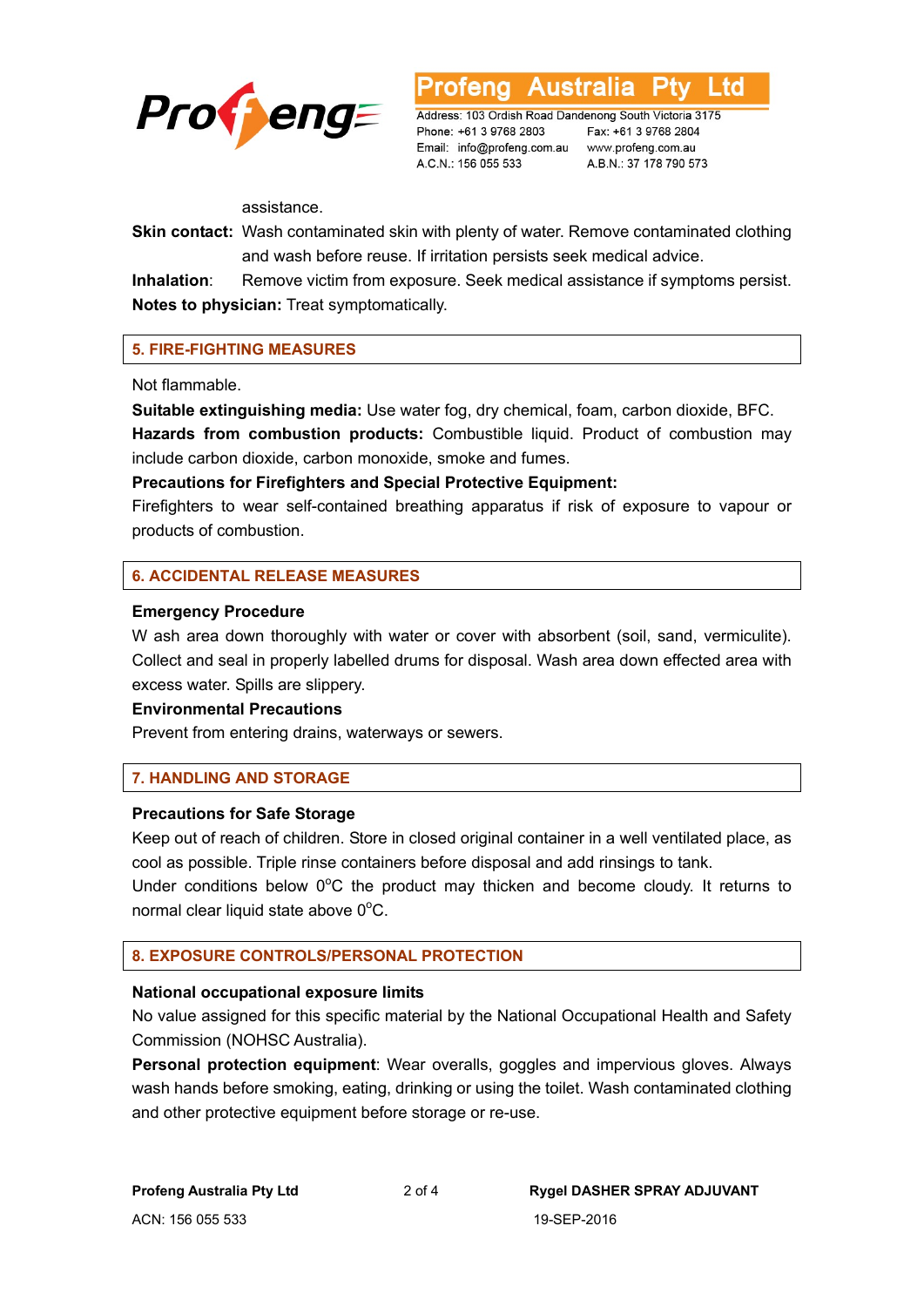assistance.

**Skin contact:** Wash contaminated skin with plenty of water. Remove contaminated clothing and wash before reuse. If irritation persists seek medical advice.

**Inhalation**: Remove victim from exposure. Seek medical assistance if symptoms persist.

**Notes to physician:** Treat symptomatically.

## 5. FIRE-FIGHTING MEASURES

Not flammable.

**Suitable extinguishing media:** Use water fog, dry chemical, foam, carbon dioxide, BFC.

**Hazards from combustion products:** Combustible liquid. Product of combustion may include carbon dioxide, carbon monoxide, smoke and fumes.

**Precautions for Firefighters and Special Protective Equipment:**

Firefighters to wear self-contained breathing apparatus if risk of exposure to vapour or products of combustion.

## 6. ACCIDENTAL RELEASE MEASURES

**Emergency Procedure**

W ash area down thoroughly with water or cover with absorbent (soil, sand, vermiculite). Collect and seal in properly labelled drums for disposal. Wash area down effected area with excess water. Spills are slippery.

**Environmental Precautions**

Prevent from entering drains, waterways or sewers.

## 7. HANDLING AND STORAGE

**Precautions for Safe Storage**

Keep out of reach of children. Store in closed original container in a well ventilated place, as cool as possible. Triple rinse containers before disposal and add rinsings to tank.

Under conditions below 0°C the product may thicken and become cloudy. It returns to normal clear liquid state above 0°C.

## 8. EXPOSURE CONTROLS/PERSONAL PROTECTION

**National occupational exposure limits**

No value assigned for this specific material by the National Occupational Health and Safety Commission (NOHSC Australia).

**Personal protection equipment**: Wear overalls, goggles and impervious gloves. Always wash hands before smoking, eating, drinking or using the toilet. Wash contaminated clothing and other protective equipment before storage or re-use.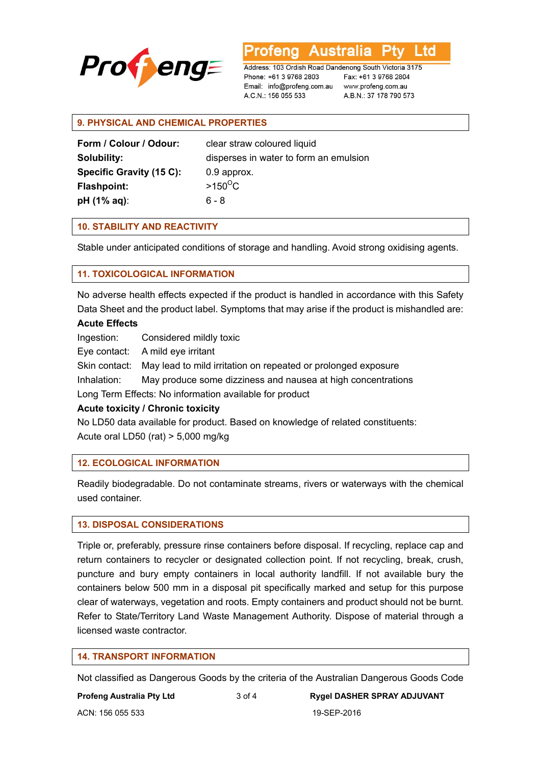## 9. PHYSICAL AND CHEMICAL PROPERTIES

| | |
|---|---|
| **Form / Colour / Odour:** | clear straw coloured liquid |
| **Solubility:** | disperses in water to form an emulsion |
| **Specific Gravity (15 C):** | 0.9 approx. |
| **Flashpoint:** | >150$^{O}$C |
| **pH (1% aq)**: | 6 - 8 |

## 10. STABILITY AND REACTIVITY

Stable under anticipated conditions of storage and handling. Avoid strong oxidising agents.

## 11. TOXICOLOGICAL INFORMATION

No adverse health effects expected if the product is handled in accordance with this Safety Data Sheet and the product label. Symptoms that may arise if the product is mishandled are:

**Acute Effects**

Ingestion: Considered mildly toxic

Eye contact: A mild eye irritant

Skin contact: May lead to mild irritation on repeated or prolonged exposure

Inhalation: May produce some dizziness and nausea at high concentrations

Long Term Effects: No information available for product

**Acute toxicity / Chronic toxicity**

No LD50 data available for product. Based on knowledge of related constituents:

Acute oral LD50 (rat) > 5,000 mg/kg

## 12. ECOLOGICAL INFORMATION

Readily biodegradable. Do not contaminate streams, rivers or waterways with the chemical used container.

## 13. DISPOSAL CONSIDERATIONS

Triple or, preferably, pressure rinse containers before disposal. If recycling, replace cap and return containers to recycler or designated collection point. If not recycling, break, crush, puncture and bury empty containers in local authority landfill. If not available bury the containers below 500 mm in a disposal pit specifically marked and setup for this purpose clear of waterways, vegetation and roots. Empty containers and product should not be burnt. Refer to State/Territory Land Waste Management Authority. Dispose of material through a licensed waste contractor.

## 14. TRANSPORT INFORMATION

Not classified as Dangerous Goods by the criteria of the Australian Dangerous Goods Code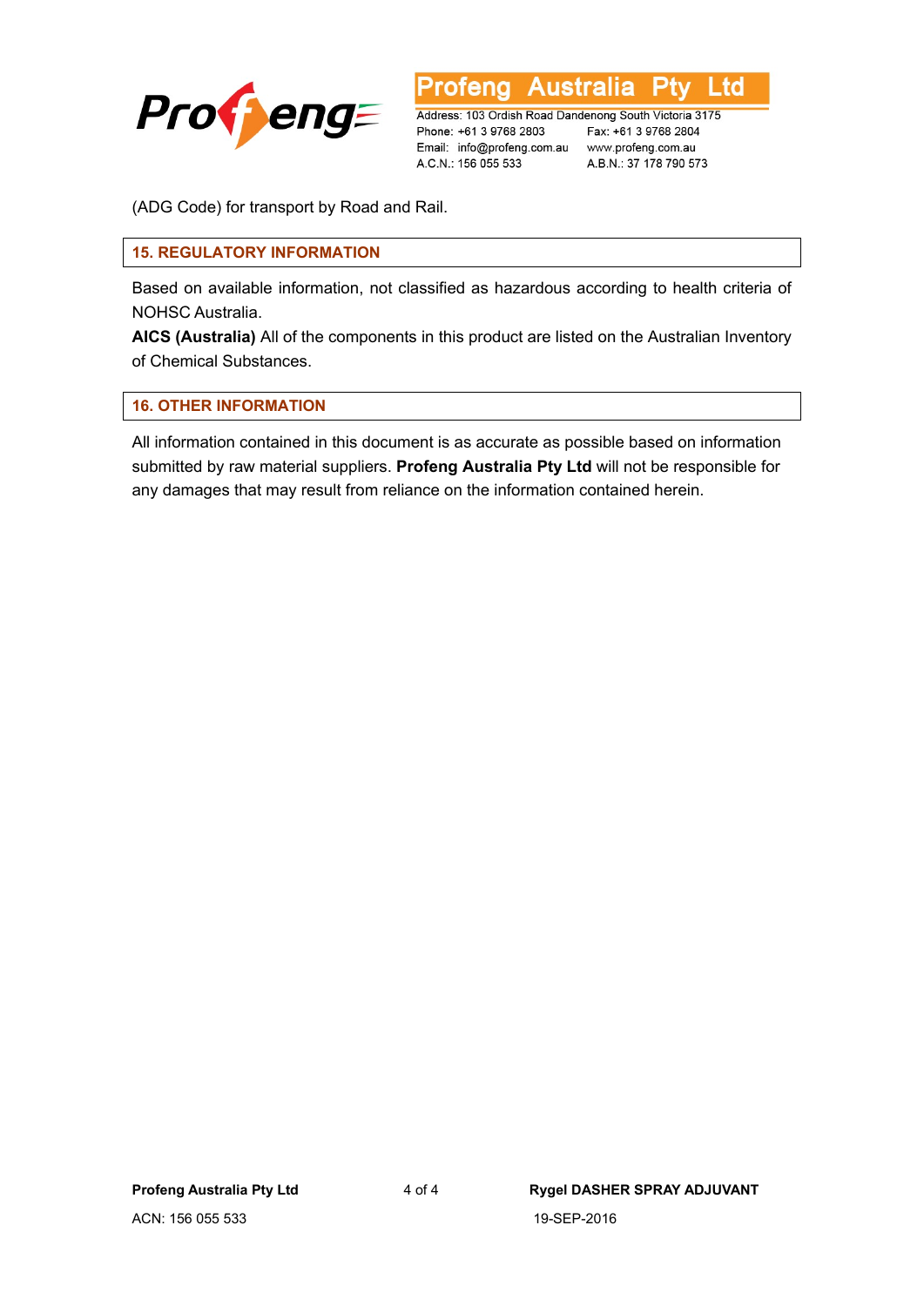(ADG Code) for transport by Road and Rail.

## 15. REGULATORY INFORMATION

Based on available information, not classified as hazardous according to health criteria of NOHSC Australia.

**AICS (Australia)** All of the components in this product are listed on the Australian Inventory of Chemical Substances.

## 16. OTHER INFORMATION

All information contained in this document is as accurate as possible based on information submitted by raw material suppliers. **Profeng Australia Pty Ltd** will not be responsible for any damages that may result from reliance on the information contained herein.